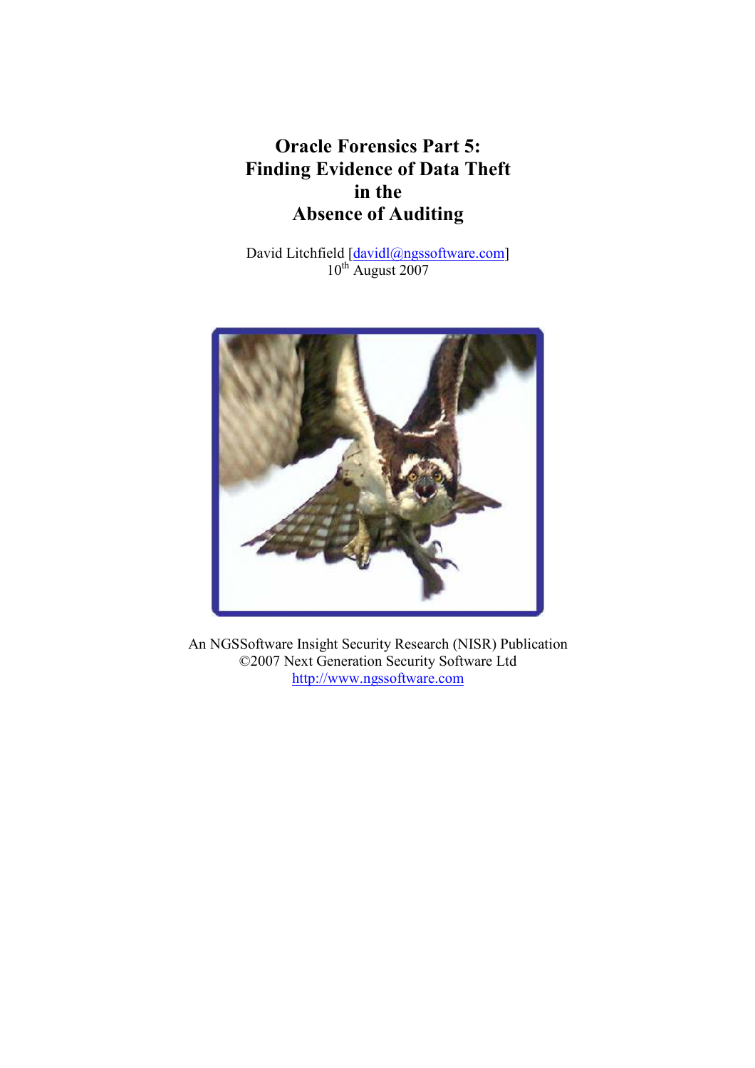# Oracle Forensics Part 5: Finding Evidence of Data Theft in the Absence of Auditing

David Litchfield [davidl@ngssoftware.com]
10th August 2007

An NGSSoftware Insight Security Research (NISR) Publication
©2007 Next Generation Security Software Ltd
http://www.ngssoftware.com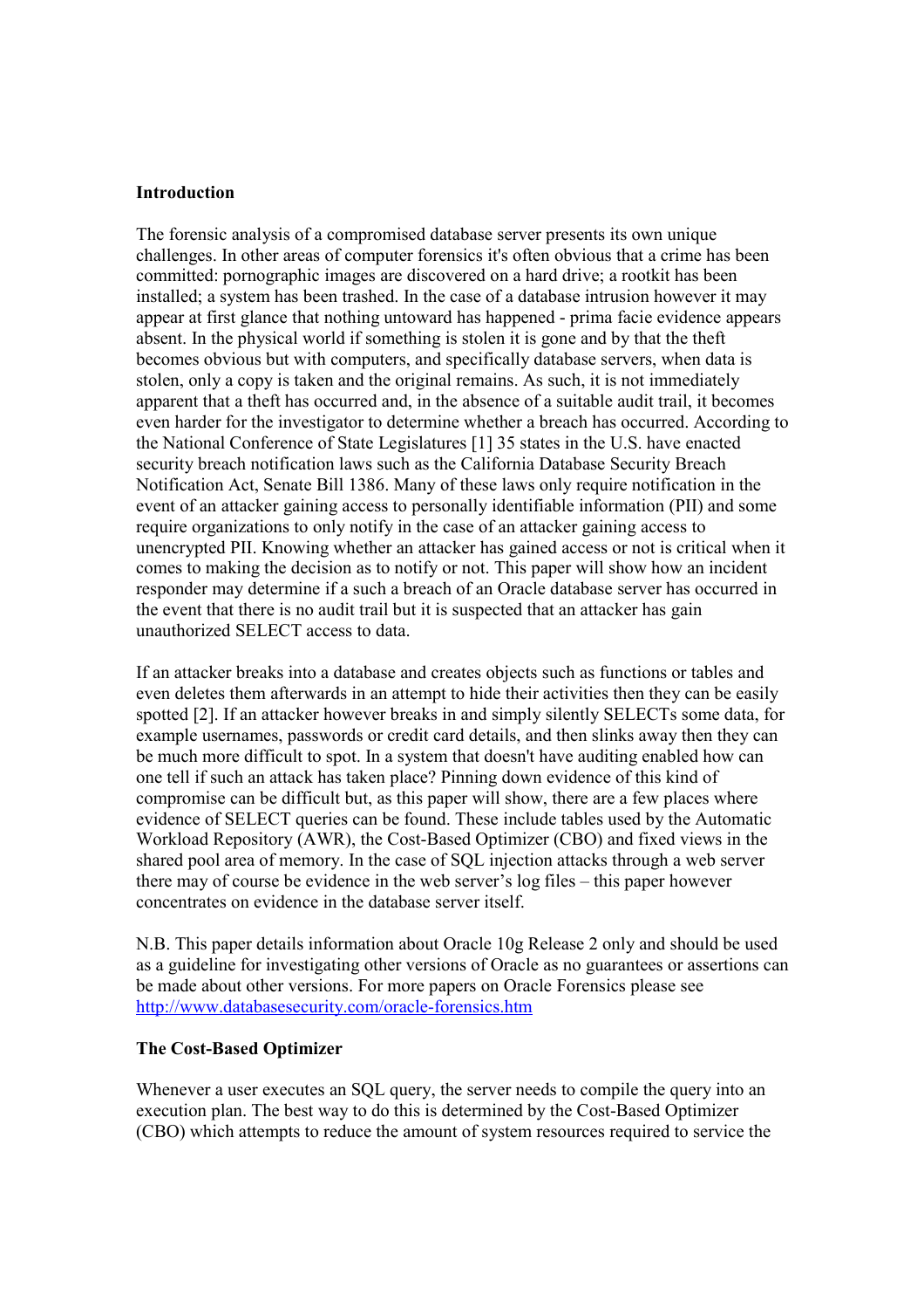## Introduction

The forensic analysis of a compromised database server presents its own unique challenges. In other areas of computer forensics it's often obvious that a crime has been committed: pornographic images are discovered on a hard drive; a rootkit has been installed; a system has been trashed. In the case of a database intrusion however it may appear at first glance that nothing untoward has happened - prima facie evidence appears absent. In the physical world if something is stolen it is gone and by that the theft becomes obvious but with computers, and specifically database servers, when data is stolen, only a copy is taken and the original remains. As such, it is not immediately apparent that a theft has occurred and, in the absence of a suitable audit trail, it becomes even harder for the investigator to determine whether a breach has occurred. According to the National Conference of State Legislatures [1] 35 states in the U.S. have enacted security breach notification laws such as the California Database Security Breach Notification Act, Senate Bill 1386. Many of these laws only require notification in the event of an attacker gaining access to personally identifiable information (PII) and some require organizations to only notify in the case of an attacker gaining access to unencrypted PII. Knowing whether an attacker has gained access or not is critical when it comes to making the decision as to notify or not. This paper will show how an incident responder may determine if a such a breach of an Oracle database server has occurred in the event that there is no audit trail but it is suspected that an attacker has gain unauthorized SELECT access to data.

If an attacker breaks into a database and creates objects such as functions or tables and even deletes them afterwards in an attempt to hide their activities then they can be easily spotted [2]. If an attacker however breaks in and simply silently SELECTs some data, for example usernames, passwords or credit card details, and then slinks away then they can be much more difficult to spot. In a system that doesn't have auditing enabled how can one tell if such an attack has taken place? Pinning down evidence of this kind of compromise can be difficult but, as this paper will show, there are a few places where evidence of SELECT queries can be found. These include tables used by the Automatic Workload Repository (AWR), the Cost-Based Optimizer (CBO) and fixed views in the shared pool area of memory. In the case of SQL injection attacks through a web server there may of course be evidence in the web server's log files – this paper however concentrates on evidence in the database server itself.

N.B. This paper details information about Oracle 10g Release 2 only and should be used as a guideline for investigating other versions of Oracle as no guarantees or assertions can be made about other versions. For more papers on Oracle Forensics please see http://www.databasesecurity.com/oracle-forensics.htm

## The Cost-Based Optimizer

Whenever a user executes an SQL query, the server needs to compile the query into an execution plan. The best way to do this is determined by the Cost-Based Optimizer (CBO) which attempts to reduce the amount of system resources required to service the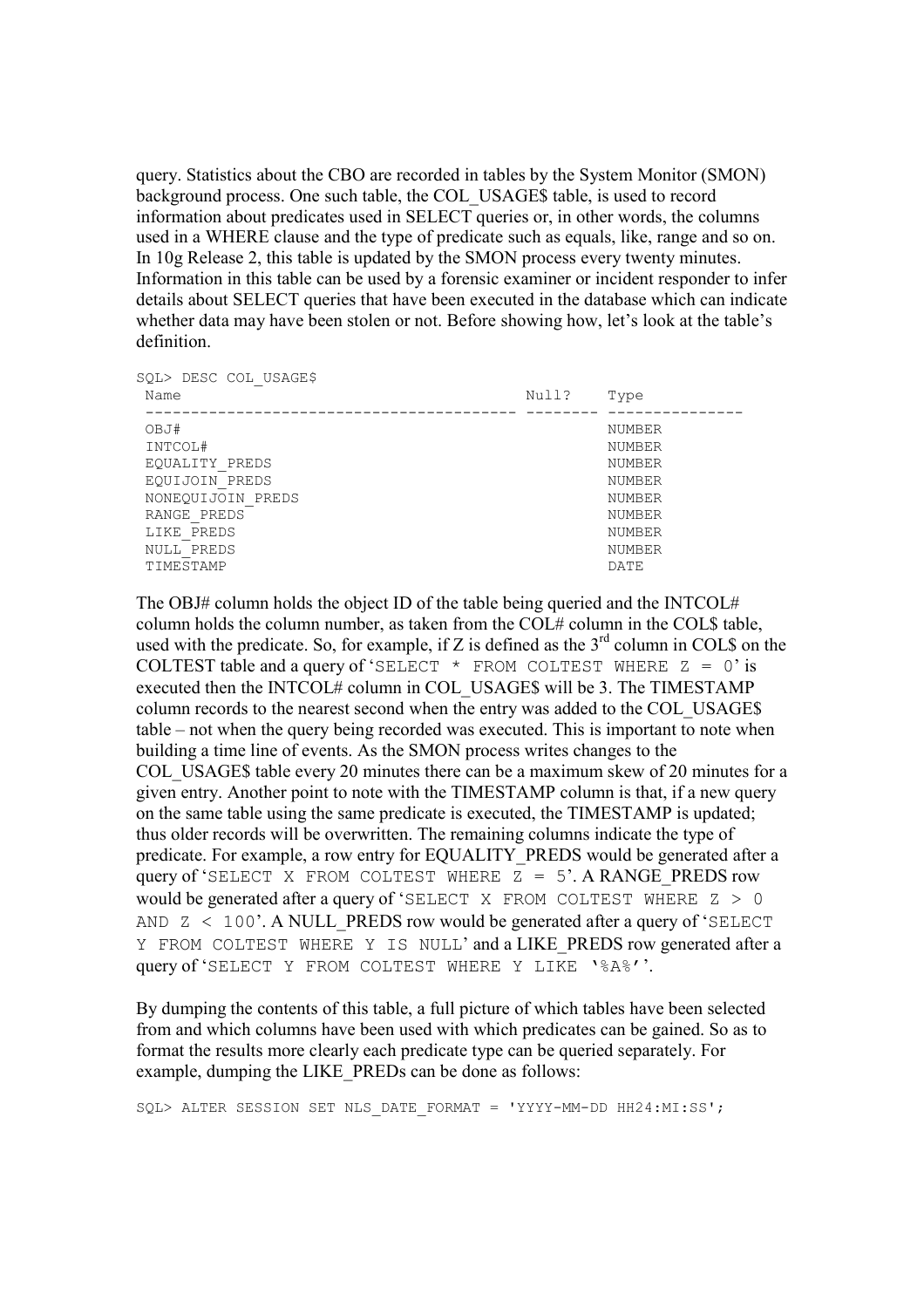query. Statistics about the CBO are recorded in tables by the System Monitor (SMON) background process. One such table, the COL_USAGE$ table, is used to record information about predicates used in SELECT queries or, in other words, the columns used in a WHERE clause and the type of predicate such as equals, like, range and so on. In 10g Release 2, this table is updated by the SMON process every twenty minutes. Information in this table can be used by a forensic examiner or incident responder to infer details about SELECT queries that have been executed in the database which can indicate whether data may have been stolen or not. Before showing how, let's look at the table's definition.

```
SQL> DESC COL_USAGE$
 Name                                      Null?    Type
 ----------------------------------------- -------- ---------------
 OBJ#                                               NUMBER
 INTCOL#                                            NUMBER
 EQUALITY_PREDS                                     NUMBER
 EQUIJOIN_PREDS                                     NUMBER
 NONEQUIJOIN_PREDS                                  NUMBER
 RANGE_PREDS                                        NUMBER
 LIKE_PREDS                                         NUMBER
 NULL_PREDS                                         NUMBER
 TIMESTAMP                                          DATE
```

The OBJ# column holds the object ID of the table being queried and the INTCOL# column holds the column number, as taken from the COL# column in the COL$ table, used with the predicate. So, for example, if Z is defined as the 3rd column in COL$ on the COLTEST table and a query of '`SELECT * FROM COLTEST WHERE Z = 0`' is executed then the INTCOL# column in COL_USAGE$ will be 3. The TIMESTAMP column records to the nearest second when the entry was added to the COL_USAGE$ table – not when the query being recorded was executed. This is important to note when building a time line of events. As the SMON process writes changes to the COL_USAGE$ table every 20 minutes there can be a maximum skew of 20 minutes for a given entry. Another point to note with the TIMESTAMP column is that, if a new query on the same table using the same predicate is executed, the TIMESTAMP is updated; thus older records will be overwritten. The remaining columns indicate the type of predicate. For example, a row entry for EQUALITY_PREDS would be generated after a query of '`SELECT X FROM COLTEST WHERE Z = 5`'. A RANGE_PREDS row would be generated after a query of '`SELECT X FROM COLTEST WHERE Z > 0 AND Z < 100`'. A NULL_PREDS row would be generated after a query of '`SELECT Y FROM COLTEST WHERE Y IS NULL`' and a LIKE_PREDS row generated after a query of '`SELECT Y FROM COLTEST WHERE Y LIKE '%A%'`'.

By dumping the contents of this table, a full picture of which tables have been selected from and which columns have been used with which predicates can be gained. So as to format the results more clearly each predicate type can be queried separately. For example, dumping the LIKE_PREDs can be done as follows:

```
SQL> ALTER SESSION SET NLS_DATE_FORMAT = 'YYYY-MM-DD HH24:MI:SS';
```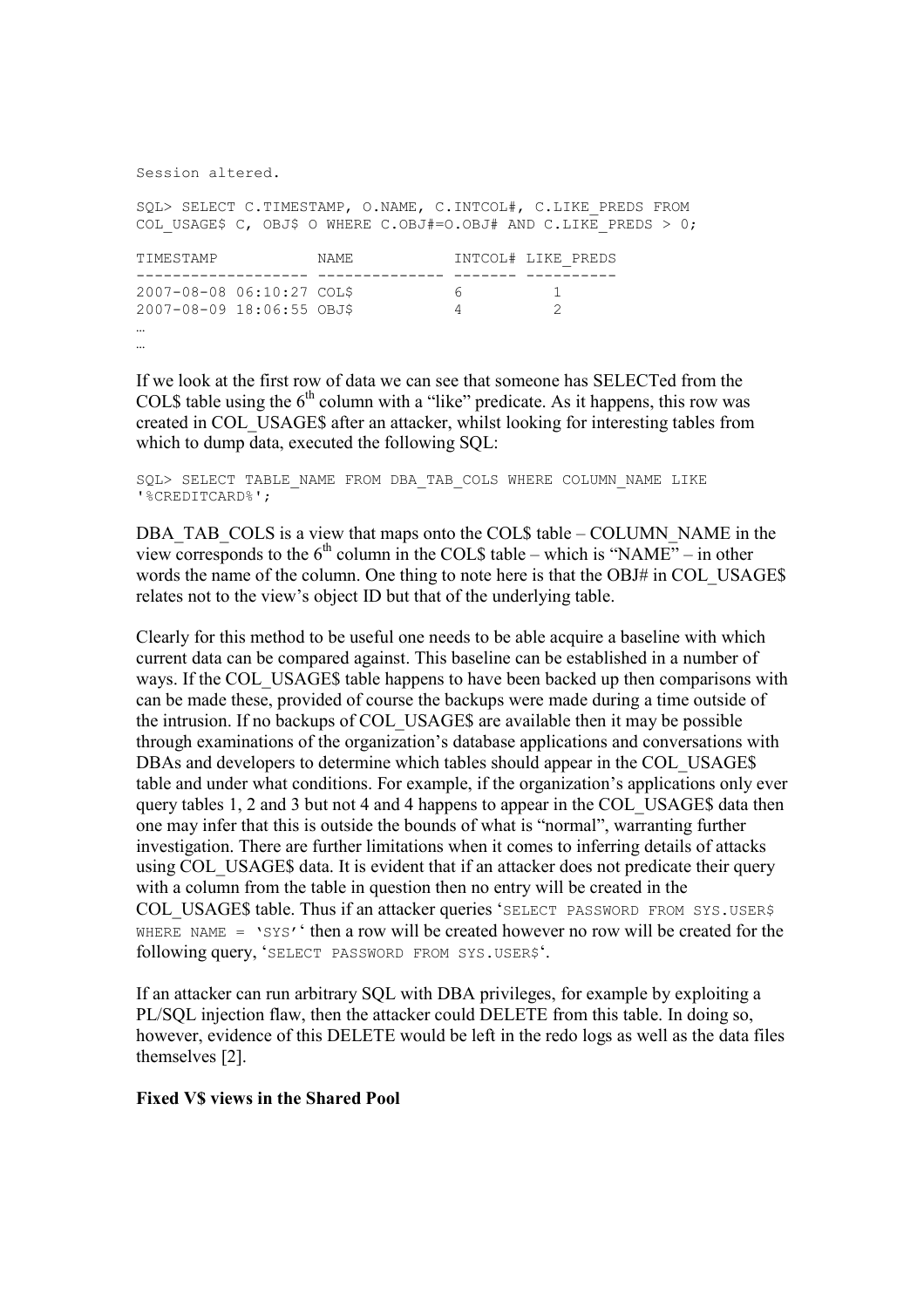```
Session altered.

SQL> SELECT C.TIMESTAMP, O.NAME, C.INTCOL#, C.LIKE_PREDS FROM
COL_USAGE$ C, OBJ$ O WHERE C.OBJ#=O.OBJ# AND C.LIKE_PREDS > 0;

TIMESTAMP           NAME           INTCOL# LIKE_PREDS
------------------- -------------- ------- ----------
2007-08-08 06:10:27 COL$           6          1
2007-08-09 18:06:55 OBJ$           4          2
…
…
```

If we look at the first row of data we can see that someone has SELECTed from the COL$ table using the 6th column with a "like" predicate. As it happens, this row was created in COL_USAGE$ after an attacker, whilst looking for interesting tables from which to dump data, executed the following SQL:

```
SQL> SELECT TABLE_NAME FROM DBA_TAB_COLS WHERE COLUMN_NAME LIKE
'%CREDITCARD%';
```

DBA_TAB_COLS is a view that maps onto the COL$ table – COLUMN_NAME in the view corresponds to the 6th column in the COL$ table – which is "NAME" – in other words the name of the column. One thing to note here is that the OBJ# in COL_USAGE$ relates not to the view's object ID but that of the underlying table.

Clearly for this method to be useful one needs to be able acquire a baseline with which current data can be compared against. This baseline can be established in a number of ways. If the COL_USAGE$ table happens to have been backed up then comparisons with can be made these, provided of course the backups were made during a time outside of the intrusion. If no backups of COL_USAGE$ are available then it may be possible through examinations of the organization's database applications and conversations with DBAs and developers to determine which tables should appear in the COL_USAGE$ table and under what conditions. For example, if the organization's applications only ever query tables 1, 2 and 3 but not 4 and 4 happens to appear in the COL_USAGE$ data then one may infer that this is outside the bounds of what is "normal", warranting further investigation. There are further limitations when it comes to inferring details of attacks using COL_USAGE$ data. It is evident that if an attacker does not predicate their query with a column from the table in question then no entry will be created in the COL_USAGE$ table. Thus if an attacker queries '`SELECT PASSWORD FROM SYS.USER$ WHERE NAME = 'SYS'`' then a row will be created however no row will be created for the following query, '`SELECT PASSWORD FROM SYS.USER$`'.

If an attacker can run arbitrary SQL with DBA privileges, for example by exploiting a PL/SQL injection flaw, then the attacker could DELETE from this table. In doing so, however, evidence of this DELETE would be left in the redo logs as well as the data files themselves [2].

**Fixed V$ views in the Shared Pool**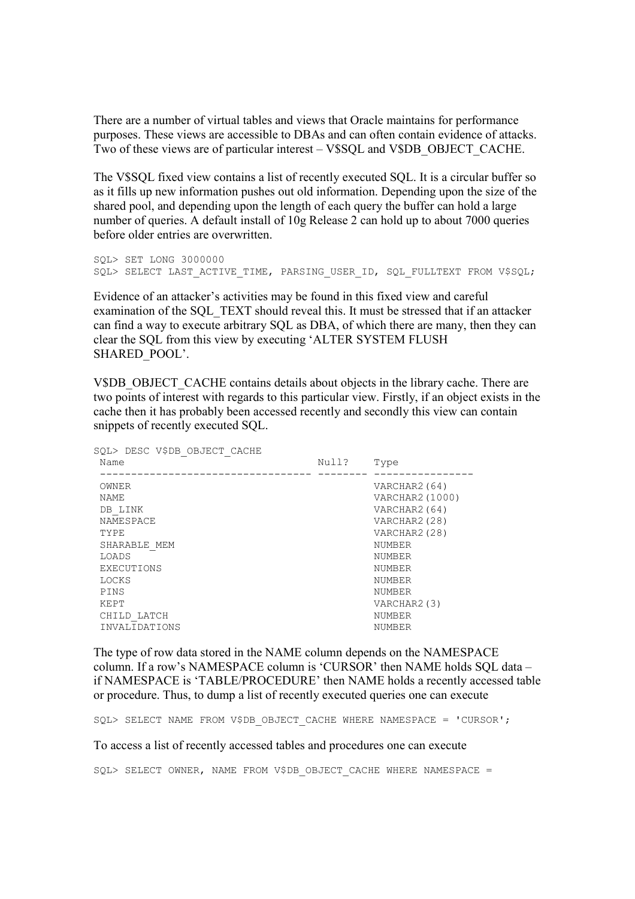There are a number of virtual tables and views that Oracle maintains for performance purposes. These views are accessible to DBAs and can often contain evidence of attacks. Two of these views are of particular interest – V$SQL and V$DB_OBJECT_CACHE.

The V$SQL fixed view contains a list of recently executed SQL. It is a circular buffer so as it fills up new information pushes out old information. Depending upon the size of the shared pool, and depending upon the length of each query the buffer can hold a large number of queries. A default install of 10g Release 2 can hold up to about 7000 queries before older entries are overwritten.

```
SQL> SET LONG 3000000
SQL> SELECT LAST_ACTIVE_TIME, PARSING_USER_ID, SQL_FULLTEXT FROM V$SQL;
```

Evidence of an attacker's activities may be found in this fixed view and careful examination of the SQL_TEXT should reveal this. It must be stressed that if an attacker can find a way to execute arbitrary SQL as DBA, of which there are many, then they can clear the SQL from this view by executing 'ALTER SYSTEM FLUSH SHARED_POOL'.

V$DB_OBJECT_CACHE contains details about objects in the library cache. There are two points of interest with regards to this particular view. Firstly, if an object exists in the cache then it has probably been accessed recently and secondly this view can contain snippets of recently executed SQL.

```
SQL> DESC V$DB_OBJECT_CACHE
 Name                              Null?    Type
 --------------------------------- -------- ----------------
 OWNER                                      VARCHAR2(64)
 NAME                                       VARCHAR2(1000)
 DB_LINK                                    VARCHAR2(64)
 NAMESPACE                                  VARCHAR2(28)
 TYPE                                       VARCHAR2(28)
 SHARABLE_MEM                               NUMBER
 LOADS                                      NUMBER
 EXECUTIONS                                 NUMBER
 LOCKS                                      NUMBER
 PINS                                       NUMBER
 KEPT                                       VARCHAR2(3)
 CHILD_LATCH                                NUMBER
 INVALIDATIONS                              NUMBER
```

The type of row data stored in the NAME column depends on the NAMESPACE column. If a row's NAMESPACE column is 'CURSOR' then NAME holds SQL data – if NAMESPACE is 'TABLE/PROCEDURE' then NAME holds a recently accessed table or procedure. Thus, to dump a list of recently executed queries one can execute

```
SQL> SELECT NAME FROM V$DB_OBJECT_CACHE WHERE NAMESPACE = 'CURSOR';
```

To access a list of recently accessed tables and procedures one can execute

```
SQL> SELECT OWNER, NAME FROM V$DB_OBJECT_CACHE WHERE NAMESPACE =
```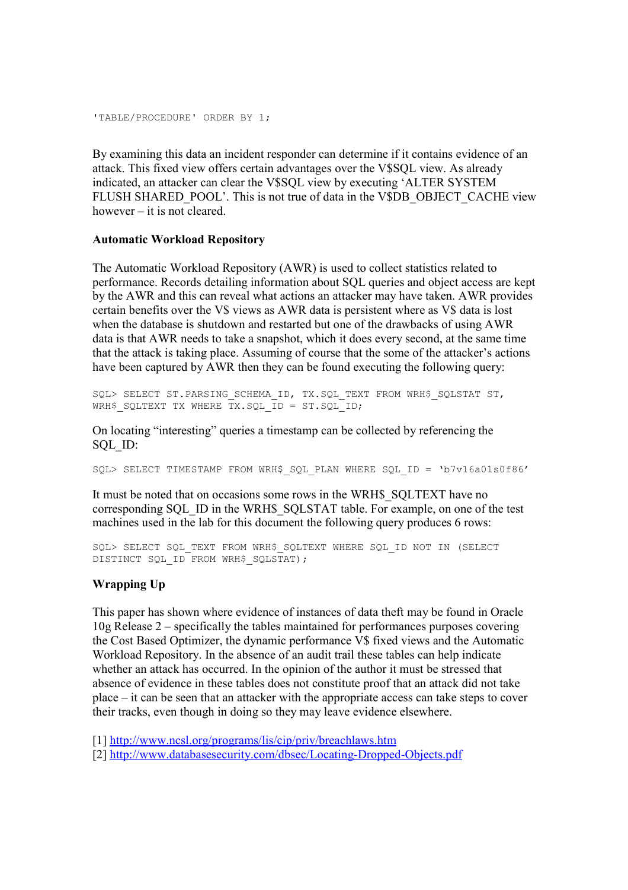```
'TABLE/PROCEDURE' ORDER BY 1;
```

By examining this data an incident responder can determine if it contains evidence of an attack. This fixed view offers certain advantages over the V$SQL view. As already indicated, an attacker can clear the V$SQL view by executing 'ALTER SYSTEM FLUSH SHARED_POOL'. This is not true of data in the V$DB_OBJECT_CACHE view however – it is not cleared.

**Automatic Workload Repository**

The Automatic Workload Repository (AWR) is used to collect statistics related to performance. Records detailing information about SQL queries and object access are kept by the AWR and this can reveal what actions an attacker may have taken. AWR provides certain benefits over the V$ views as AWR data is persistent where as V$ data is lost when the database is shutdown and restarted but one of the drawbacks of using AWR data is that AWR needs to take a snapshot, which it does every second, at the same time that the attack is taking place. Assuming of course that the some of the attacker's actions have been captured by AWR then they can be found executing the following query:

```
SQL> SELECT ST.PARSING_SCHEMA_ID, TX.SQL_TEXT FROM WRH$_SQLSTAT ST,
WRH$_SQLTEXT TX WHERE TX.SQL_ID = ST.SQL_ID;
```

On locating "interesting" queries a timestamp can be collected by referencing the SQL_ID:

```
SQL> SELECT TIMESTAMP FROM WRH$_SQL_PLAN WHERE SQL_ID = 'b7v16a01s0f86'
```

It must be noted that on occasions some rows in the WRH$_SQLTEXT have no corresponding SQL_ID in the WRH$_SQLSTAT table. For example, on one of the test machines used in the lab for this document the following query produces 6 rows:

```
SQL> SELECT SQL_TEXT FROM WRH$_SQLTEXT WHERE SQL_ID NOT IN (SELECT
DISTINCT SQL_ID FROM WRH$_SQLSTAT);
```

**Wrapping Up**

This paper has shown where evidence of instances of data theft may be found in Oracle 10g Release 2 – specifically the tables maintained for performances purposes covering the Cost Based Optimizer, the dynamic performance V$ fixed views and the Automatic Workload Repository. In the absence of an audit trail these tables can help indicate whether an attack has occurred. In the opinion of the author it must be stressed that absence of evidence in these tables does not constitute proof that an attack did not take place – it can be seen that an attacker with the appropriate access can take steps to cover their tracks, even though in doing so they may leave evidence elsewhere.

[1] http://www.ncsl.org/programs/lis/cip/priv/breachlaws.htm
[2] http://www.databasesecurity.com/dbsec/Locating-Dropped-Objects.pdf